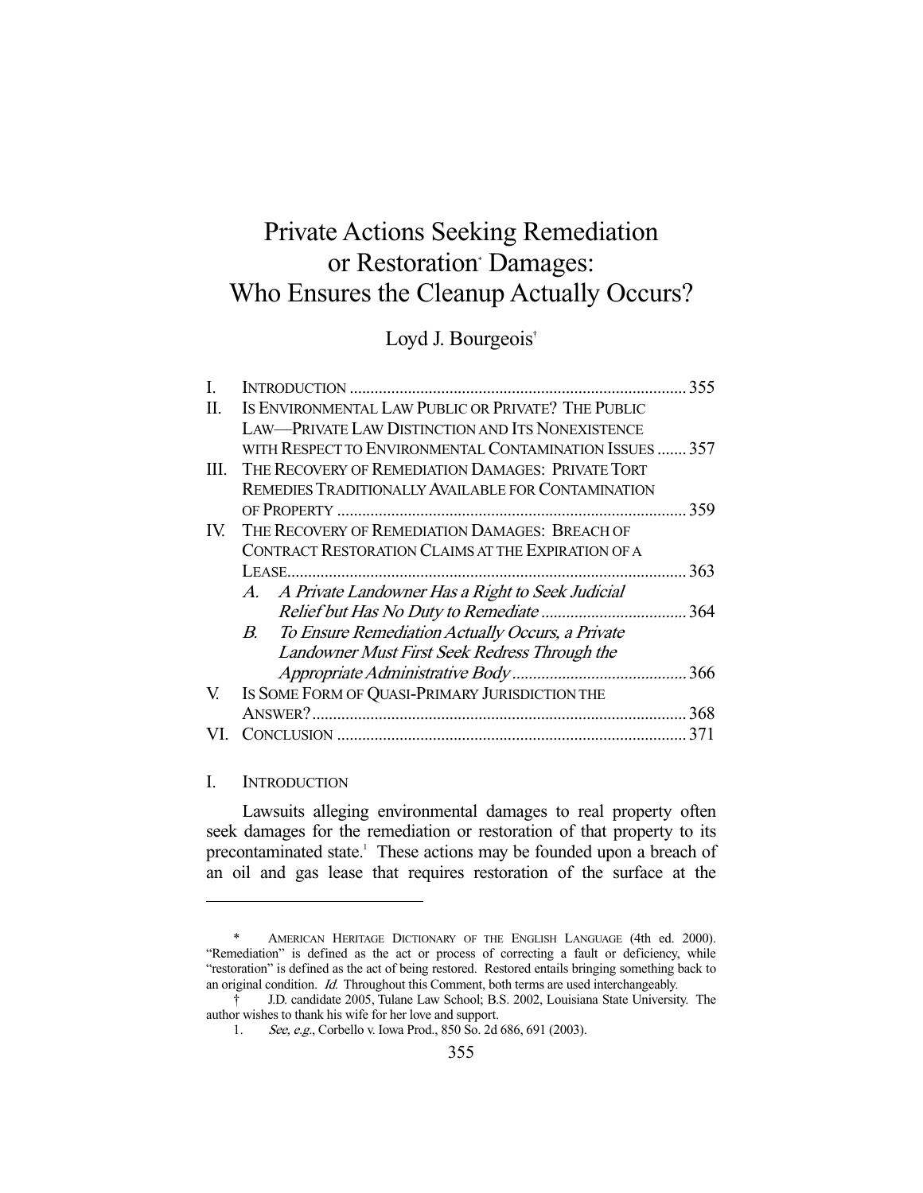# Private Actions Seeking Remediation or Restoration[*] Damages: Who Ensures the Cleanup Actually Occurs?

Loyd J. Bourgeois[†]

| | | |
|---|---|---|
| I. | INTRODUCTION | 355 |
| II. | IS ENVIRONMENTAL LAW PUBLIC OR PRIVATE? THE PUBLIC LAW—PRIVATE LAW DISTINCTION AND ITS NONEXISTENCE WITH RESPECT TO ENVIRONMENTAL CONTAMINATION ISSUES | 357 |
| III. | THE RECOVERY OF REMEDIATION DAMAGES: PRIVATE TORT REMEDIES TRADITIONALLY AVAILABLE FOR CONTAMINATION OF PROPERTY | 359 |
| IV. | THE RECOVERY OF REMEDIATION DAMAGES: BREACH OF CONTRACT RESTORATION CLAIMS AT THE EXPIRATION OF A LEASE | 363 |
| | A. *A Private Landowner Has a Right to Seek Judicial Relief but Has No Duty to Remediate* | 364 |
| | B. *To Ensure Remediation Actually Occurs, a Private Landowner Must First Seek Redress Through the Appropriate Administrative Body* | 366 |
| V. | IS SOME FORM OF QUASI-PRIMARY JURISDICTION THE ANSWER? | 368 |
| VI. | CONCLUSION | 371 |

## I. INTRODUCTION

Lawsuits alleging environmental damages to real property often seek damages for the remediation or restoration of that property to its precontaminated state.[1] These actions may be founded upon a breach of an oil and gas lease that requires restoration of the surface at the

---

\* AMERICAN HERITAGE DICTIONARY OF THE ENGLISH LANGUAGE (4th ed. 2000). "Remediation" is defined as the act or process of correcting a fault or deficiency, while "restoration" is defined as the act of being restored. Restored entails bringing something back to an original condition. *Id.* Throughout this Comment, both terms are used interchangeably.

† J.D. candidate 2005, Tulane Law School; B.S. 2002, Louisiana State University. The author wishes to thank his wife for her love and support.

1. *See, e.g.*, Corbello v. Iowa Prod., 850 So. 2d 686, 691 (2003).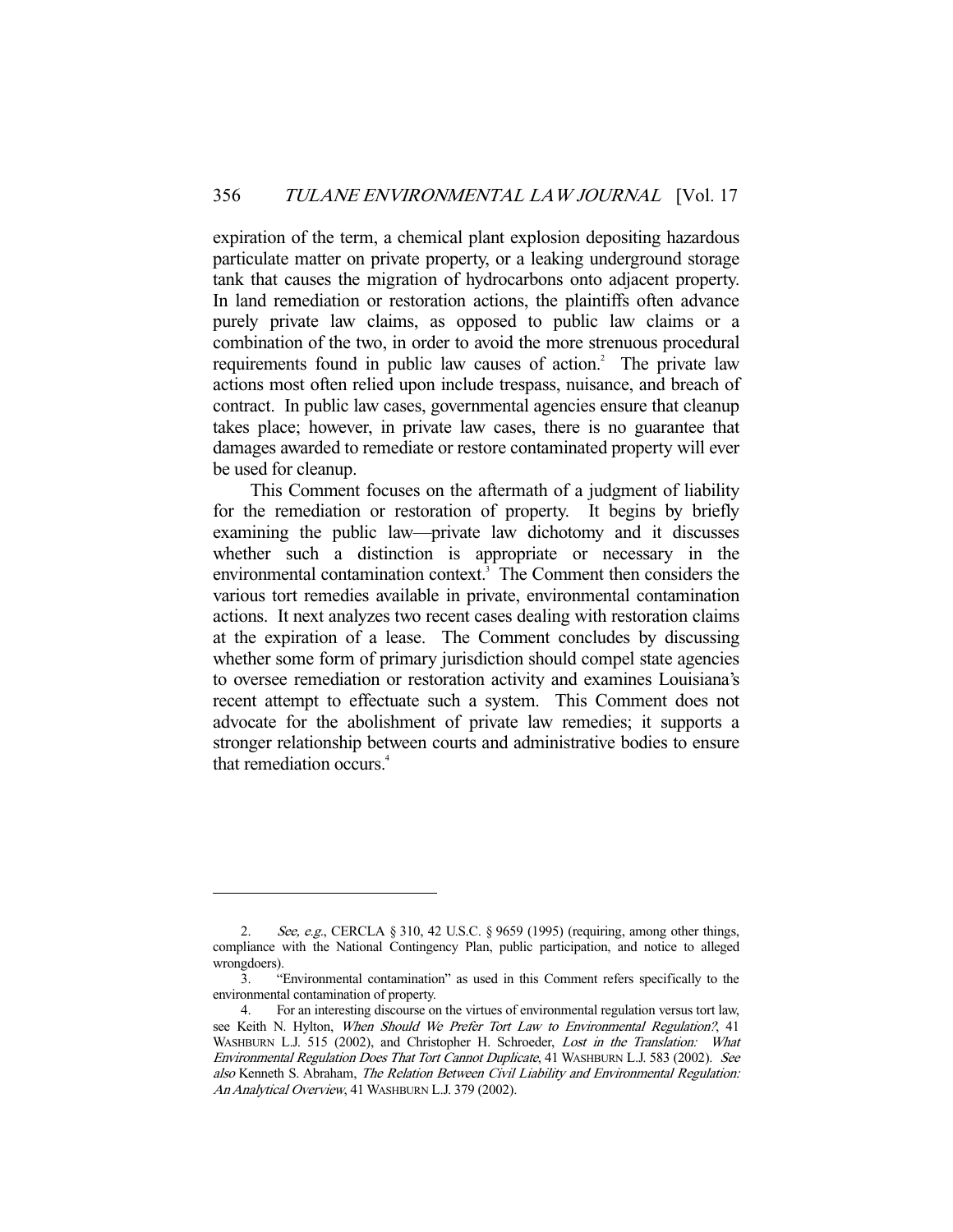expiration of the term, a chemical plant explosion depositing hazardous particulate matter on private property, or a leaking underground storage tank that causes the migration of hydrocarbons onto adjacent property. In land remediation or restoration actions, the plaintiffs often advance purely private law claims, as opposed to public law claims or a combination of the two, in order to avoid the more strenuous procedural requirements found in public law causes of action.[2] The private law actions most often relied upon include trespass, nuisance, and breach of contract. In public law cases, governmental agencies ensure that cleanup takes place; however, in private law cases, there is no guarantee that damages awarded to remediate or restore contaminated property will ever be used for cleanup.

This Comment focuses on the aftermath of a judgment of liability for the remediation or restoration of property. It begins by briefly examining the public law—private law dichotomy and it discusses whether such a distinction is appropriate or necessary in the environmental contamination context.[3] The Comment then considers the various tort remedies available in private, environmental contamination actions. It next analyzes two recent cases dealing with restoration claims at the expiration of a lease. The Comment concludes by discussing whether some form of primary jurisdiction should compel state agencies to oversee remediation or restoration activity and examines Louisiana's recent attempt to effectuate such a system. This Comment does not advocate for the abolishment of private law remedies; it supports a stronger relationship between courts and administrative bodies to ensure that remediation occurs.[4]

---

2. *See, e.g.*, CERCLA § 310, 42 U.S.C. § 9659 (1995) (requiring, among other things, compliance with the National Contingency Plan, public participation, and notice to alleged wrongdoers).

3. "Environmental contamination" as used in this Comment refers specifically to the environmental contamination of property.

4. For an interesting discourse on the virtues of environmental regulation versus tort law, see Keith N. Hylton, *When Should We Prefer Tort Law to Environmental Regulation?*, 41 WASHBURN L.J. 515 (2002), and Christopher H. Schroeder, *Lost in the Translation: What Environmental Regulation Does That Tort Cannot Duplicate*, 41 WASHBURN L.J. 583 (2002). *See also* Kenneth S. Abraham, *The Relation Between Civil Liability and Environmental Regulation: An Analytical Overview*, 41 WASHBURN L.J. 379 (2002).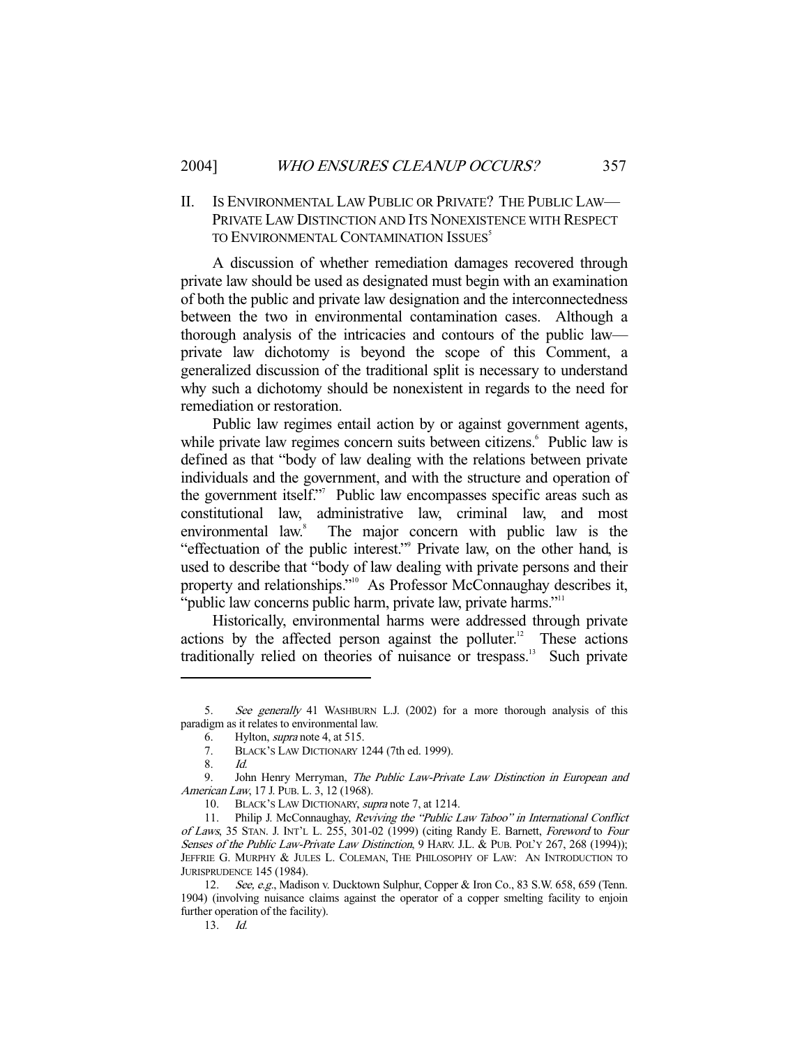## II. IS ENVIRONMENTAL LAW PUBLIC OR PRIVATE? THE PUBLIC LAW—PRIVATE LAW DISTINCTION AND ITS NONEXISTENCE WITH RESPECT TO ENVIRONMENTAL CONTAMINATION ISSUES[5]

A discussion of whether remediation damages recovered through private law should be used as designated must begin with an examination of both the public and private law designation and the interconnectedness between the two in environmental contamination cases. Although a thorough analysis of the intricacies and contours of the public law—private law dichotomy is beyond the scope of this Comment, a generalized discussion of the traditional split is necessary to understand why such a dichotomy should be nonexistent in regards to the need for remediation or restoration.

Public law regimes entail action by or against government agents, while private law regimes concern suits between citizens.[6] Public law is defined as that "body of law dealing with the relations between private individuals and the government, and with the structure and operation of the government itself."[7] Public law encompasses specific areas such as constitutional law, administrative law, criminal law, and most environmental law.[8] The major concern with public law is the "effectuation of the public interest."[9] Private law, on the other hand, is used to describe that "body of law dealing with private persons and their property and relationships."[10] As Professor McConnaughay describes it, "public law concerns public harm, private law, private harms."[11]

Historically, environmental harms were addressed through private actions by the affected person against the polluter.[12] These actions traditionally relied on theories of nuisance or trespass.[13] Such private

---

5. *See generally* 41 WASHBURN L.J. (2002) for a more thorough analysis of this paradigm as it relates to environmental law.

6. Hylton, *supra* note 4, at 515.

7. BLACK'S LAW DICTIONARY 1244 (7th ed. 1999).

8. *Id.*

9. John Henry Merryman, *The Public Law-Private Law Distinction in European and American Law*, 17 J. PUB. L. 3, 12 (1968).

10. BLACK'S LAW DICTIONARY, *supra* note 7, at 1214.

11. Philip J. McConnaughay, *Reviving the "Public Law Taboo" in International Conflict of Laws*, 35 STAN. J. INT'L L. 255, 301-02 (1999) (citing Randy E. Barnett, *Foreword* to *Four Senses of the Public Law-Private Law Distinction*, 9 HARV. J.L. & PUB. POL'Y 267, 268 (1994)); JEFFRIE G. MURPHY & JULES L. COLEMAN, THE PHILOSOPHY OF LAW: AN INTRODUCTION TO JURISPRUDENCE 145 (1984).

12. *See, e.g.*, Madison v. Ducktown Sulphur, Copper & Iron Co., 83 S.W. 658, 659 (Tenn. 1904) (involving nuisance claims against the operator of a copper smelting facility to enjoin further operation of the facility).

13. *Id.*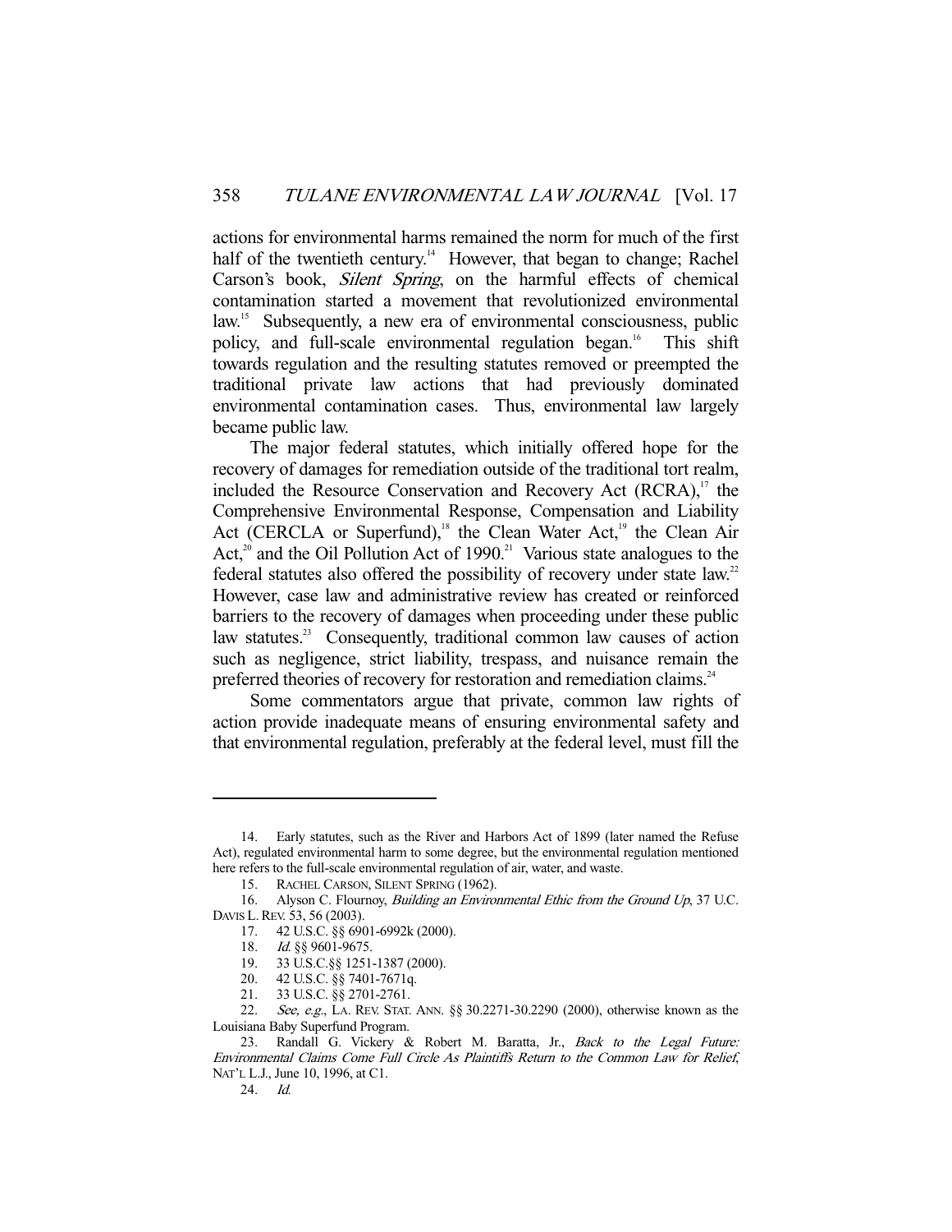actions for environmental harms remained the norm for much of the first half of the twentieth century.[14] However, that began to change; Rachel Carson's book, *Silent Spring*, on the harmful effects of chemical contamination started a movement that revolutionized environmental law.[15] Subsequently, a new era of environmental consciousness, public policy, and full-scale environmental regulation began.[16] This shift towards regulation and the resulting statutes removed or preempted the traditional private law actions that had previously dominated environmental contamination cases. Thus, environmental law largely became public law.

The major federal statutes, which initially offered hope for the recovery of damages for remediation outside of the traditional tort realm, included the Resource Conservation and Recovery Act (RCRA),[17] the Comprehensive Environmental Response, Compensation and Liability Act (CERCLA or Superfund),[18] the Clean Water Act,[19] the Clean Air Act,[20] and the Oil Pollution Act of 1990.[21] Various state analogues to the federal statutes also offered the possibility of recovery under state law.[22] However, case law and administrative review has created or reinforced barriers to the recovery of damages when proceeding under these public law statutes.[23] Consequently, traditional common law causes of action such as negligence, strict liability, trespass, and nuisance remain the preferred theories of recovery for restoration and remediation claims.[24]

Some commentators argue that private, common law rights of action provide inadequate means of ensuring environmental safety and that environmental regulation, preferably at the federal level, must fill the

---

14. Early statutes, such as the River and Harbors Act of 1899 (later named the Refuse Act), regulated environmental harm to some degree, but the environmental regulation mentioned here refers to the full-scale environmental regulation of air, water, and waste.

15. RACHEL CARSON, SILENT SPRING (1962).

16. Alyson C. Flournoy, *Building an Environmental Ethic from the Ground Up*, 37 U.C. DAVIS L. REV. 53, 56 (2003).

17. 42 U.S.C. §§ 6901-6992k (2000).

18. *Id.* §§ 9601-9675.

19. 33 U.S.C.§§ 1251-1387 (2000).

20. 42 U.S.C. §§ 7401-7671q.

21. 33 U.S.C. §§ 2701-2761.

22. *See, e.g.*, LA. REV. STAT. ANN. §§ 30.2271-30.2290 (2000), otherwise known as the Louisiana Baby Superfund Program.

23. Randall G. Vickery & Robert M. Baratta, Jr., *Back to the Legal Future: Environmental Claims Come Full Circle As Plaintiffs Return to the Common Law for Relief*, NAT'L L.J., June 10, 1996, at C1.

24. *Id.*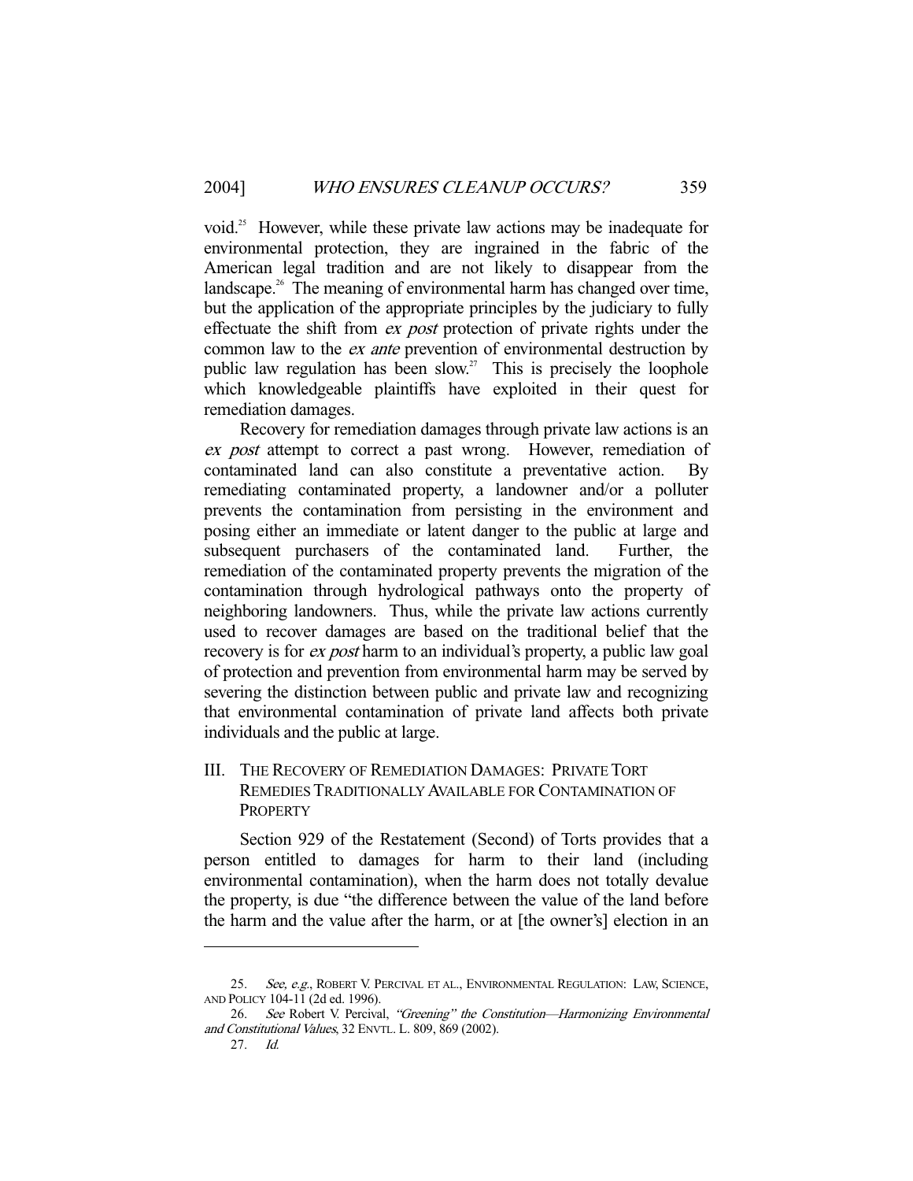void.[25] However, while these private law actions may be inadequate for environmental protection, they are ingrained in the fabric of the American legal tradition and are not likely to disappear from the landscape.[26] The meaning of environmental harm has changed over time, but the application of the appropriate principles by the judiciary to fully effectuate the shift from *ex post* protection of private rights under the common law to the *ex ante* prevention of environmental destruction by public law regulation has been slow.[27] This is precisely the loophole which knowledgeable plaintiffs have exploited in their quest for remediation damages.

Recovery for remediation damages through private law actions is an *ex post* attempt to correct a past wrong. However, remediation of contaminated land can also constitute a preventative action. By remediating contaminated property, a landowner and/or a polluter prevents the contamination from persisting in the environment and posing either an immediate or latent danger to the public at large and subsequent purchasers of the contaminated land. Further, the remediation of the contaminated property prevents the migration of the contamination through hydrological pathways onto the property of neighboring landowners. Thus, while the private law actions currently used to recover damages are based on the traditional belief that the recovery is for *ex post* harm to an individual's property, a public law goal of protection and prevention from environmental harm may be served by severing the distinction between public and private law and recognizing that environmental contamination of private land affects both private individuals and the public at large.

## III. The Recovery of Remediation Damages: Private Tort Remedies Traditionally Available for Contamination of Property

Section 929 of the Restatement (Second) of Torts provides that a person entitled to damages for harm to their land (including environmental contamination), when the harm does not totally devalue the property, is due "the difference between the value of the land before the harm and the value after the harm, or at [the owner's] election in an

---

25. *See, e.g.*, Robert V. Percival et al., Environmental Regulation: Law, Science, and Policy 104-11 (2d ed. 1996).

26. *See* Robert V. Percival, *"Greening" the Constitution—Harmonizing Environmental and Constitutional Values*, 32 Envtl. L. 809, 869 (2002).

27. *Id.*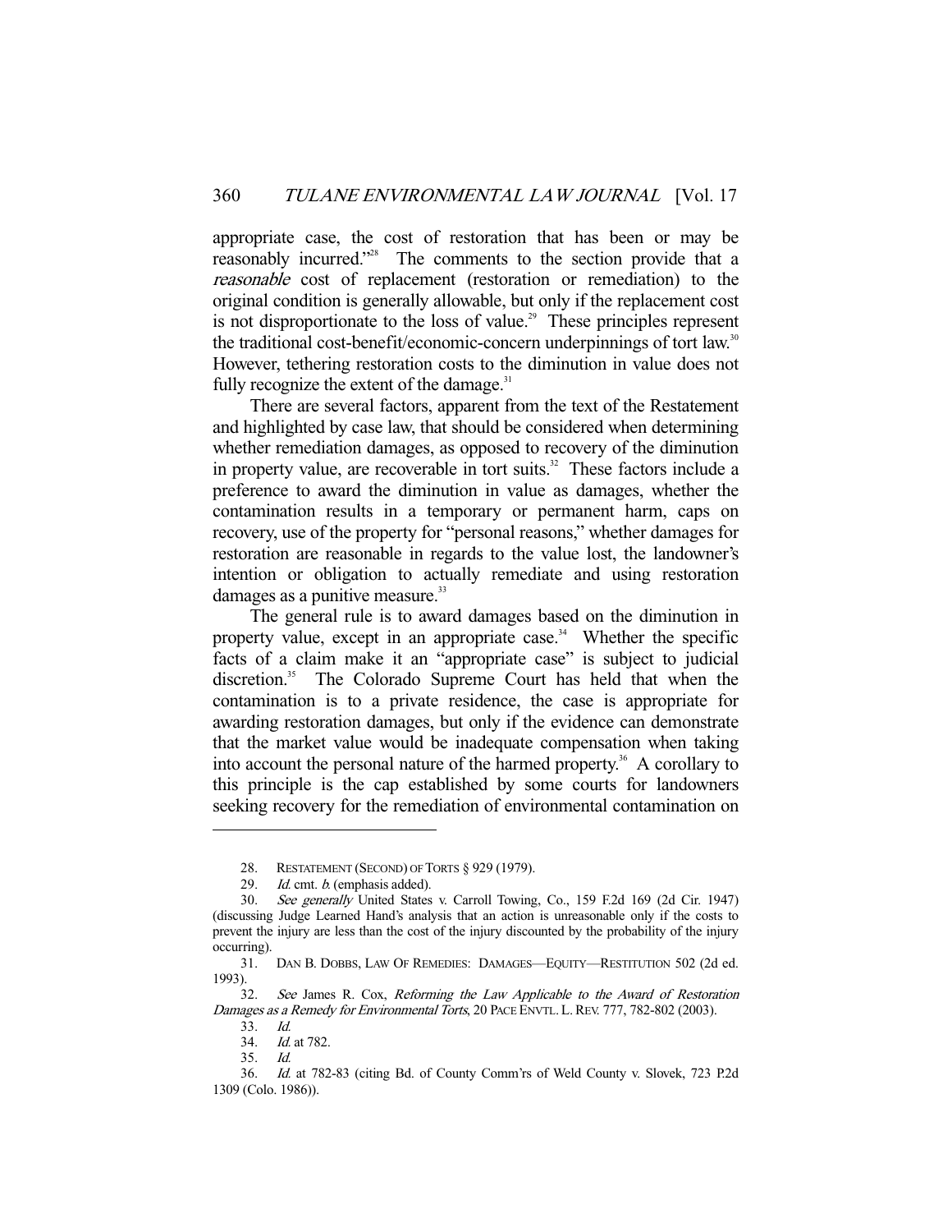appropriate case, the cost of restoration that has been or may be reasonably incurred."[28] The comments to the section provide that a *reasonable* cost of replacement (restoration or remediation) to the original condition is generally allowable, but only if the replacement cost is not disproportionate to the loss of value.[29] These principles represent the traditional cost-benefit/economic-concern underpinnings of tort law.[30] However, tethering restoration costs to the diminution in value does not fully recognize the extent of the damage.[31]

There are several factors, apparent from the text of the Restatement and highlighted by case law, that should be considered when determining whether remediation damages, as opposed to recovery of the diminution in property value, are recoverable in tort suits.[32] These factors include a preference to award the diminution in value as damages, whether the contamination results in a temporary or permanent harm, caps on recovery, use of the property for "personal reasons," whether damages for restoration are reasonable in regards to the value lost, the landowner's intention or obligation to actually remediate and using restoration damages as a punitive measure.[33]

The general rule is to award damages based on the diminution in property value, except in an appropriate case.[34] Whether the specific facts of a claim make it an "appropriate case" is subject to judicial discretion.[35] The Colorado Supreme Court has held that when the contamination is to a private residence, the case is appropriate for awarding restoration damages, but only if the evidence can demonstrate that the market value would be inadequate compensation when taking into account the personal nature of the harmed property.[36] A corollary to this principle is the cap established by some courts for landowners seeking recovery for the remediation of environmental contamination on

---

28. RESTATEMENT (SECOND) OF TORTS § 929 (1979).

29. *Id.* cmt. *b.* (emphasis added).

30. *See generally* United States v. Carroll Towing, Co., 159 F.2d 169 (2d Cir. 1947) (discussing Judge Learned Hand's analysis that an action is unreasonable only if the costs to prevent the injury are less than the cost of the injury discounted by the probability of the injury occurring).

31. DAN B. DOBBS, LAW OF REMEDIES: DAMAGES—EQUITY—RESTITUTION 502 (2d ed. 1993).

32. *See* James R. Cox, *Reforming the Law Applicable to the Award of Restoration Damages as a Remedy for Environmental Torts*, 20 PACE ENVTL. L. REV. 777, 782-802 (2003).

33. *Id.*

34. *Id.* at 782.

35. *Id.*

36. *Id.* at 782-83 (citing Bd. of County Comm'rs of Weld County v. Slovek, 723 P.2d 1309 (Colo. 1986)).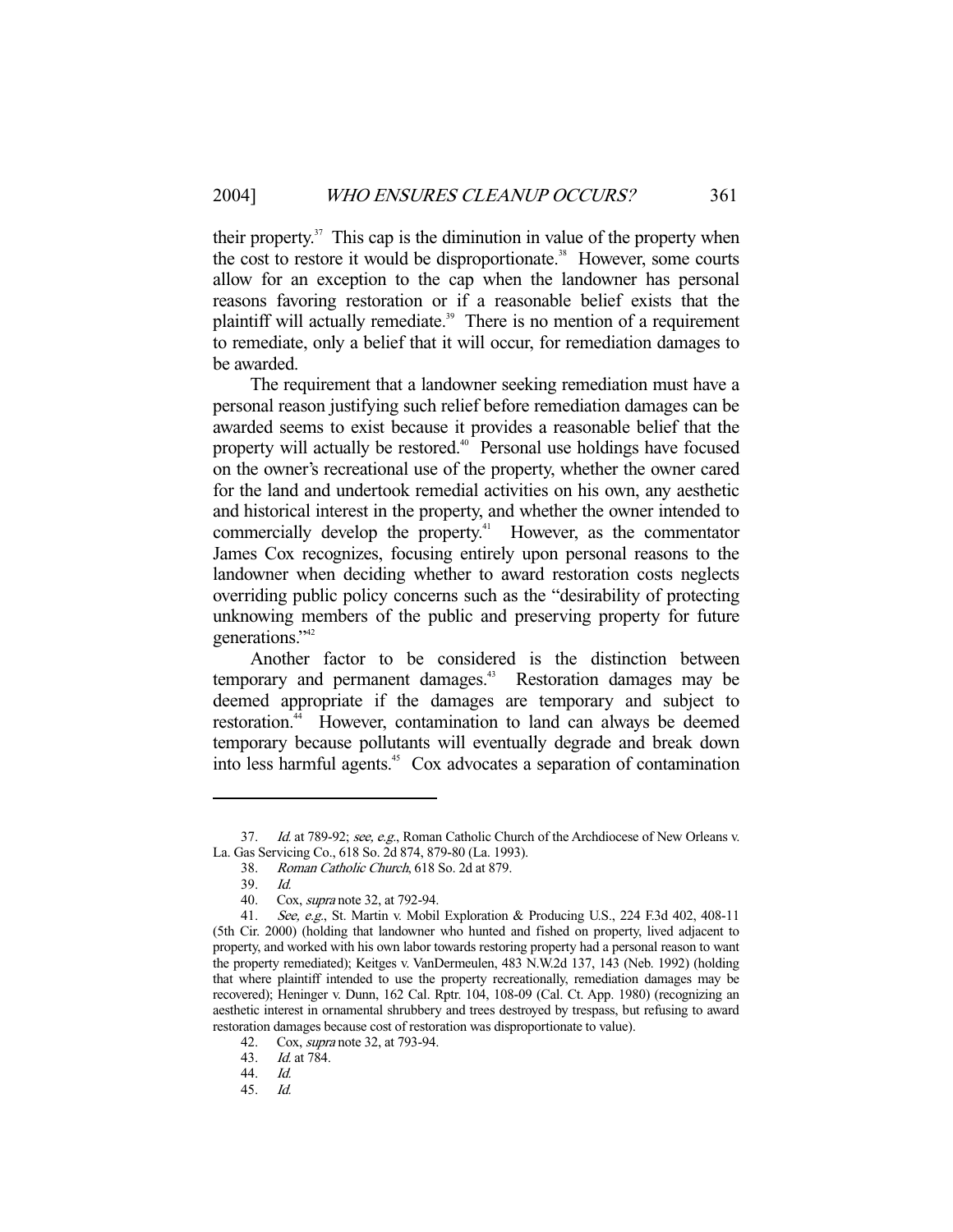their property.[37] This cap is the diminution in value of the property when the cost to restore it would be disproportionate.[38] However, some courts allow for an exception to the cap when the landowner has personal reasons favoring restoration or if a reasonable belief exists that the plaintiff will actually remediate.[39] There is no mention of a requirement to remediate, only a belief that it will occur, for remediation damages to be awarded.

The requirement that a landowner seeking remediation must have a personal reason justifying such relief before remediation damages can be awarded seems to exist because it provides a reasonable belief that the property will actually be restored.[40] Personal use holdings have focused on the owner's recreational use of the property, whether the owner cared for the land and undertook remedial activities on his own, any aesthetic and historical interest in the property, and whether the owner intended to commercially develop the property.[41] However, as the commentator James Cox recognizes, focusing entirely upon personal reasons to the landowner when deciding whether to award restoration costs neglects overriding public policy concerns such as the "desirability of protecting unknowing members of the public and preserving property for future generations."[42]

Another factor to be considered is the distinction between temporary and permanent damages.[43] Restoration damages may be deemed appropriate if the damages are temporary and subject to restoration.[44] However, contamination to land can always be deemed temporary because pollutants will eventually degrade and break down into less harmful agents.[45] Cox advocates a separation of contamination

---

37. *Id.* at 789-92; *see, e.g.*, Roman Catholic Church of the Archdiocese of New Orleans v. La. Gas Servicing Co., 618 So. 2d 874, 879-80 (La. 1993).

38. *Roman Catholic Church*, 618 So. 2d at 879.

39. *Id.*

40. Cox, *supra* note 32, at 792-94.

41. *See, e.g.*, St. Martin v. Mobil Exploration & Producing U.S., 224 F.3d 402, 408-11 (5th Cir. 2000) (holding that landowner who hunted and fished on property, lived adjacent to property, and worked with his own labor towards restoring property had a personal reason to want the property remediated); Keitges v. VanDermeulen, 483 N.W.2d 137, 143 (Neb. 1992) (holding that where plaintiff intended to use the property recreationally, remediation damages may be recovered); Heninger v. Dunn, 162 Cal. Rptr. 104, 108-09 (Cal. Ct. App. 1980) (recognizing an aesthetic interest in ornamental shrubbery and trees destroyed by trespass, but refusing to award restoration damages because cost of restoration was disproportionate to value).

42. Cox, *supra* note 32, at 793-94.

43. *Id.* at 784.

44. *Id.*

45. *Id.*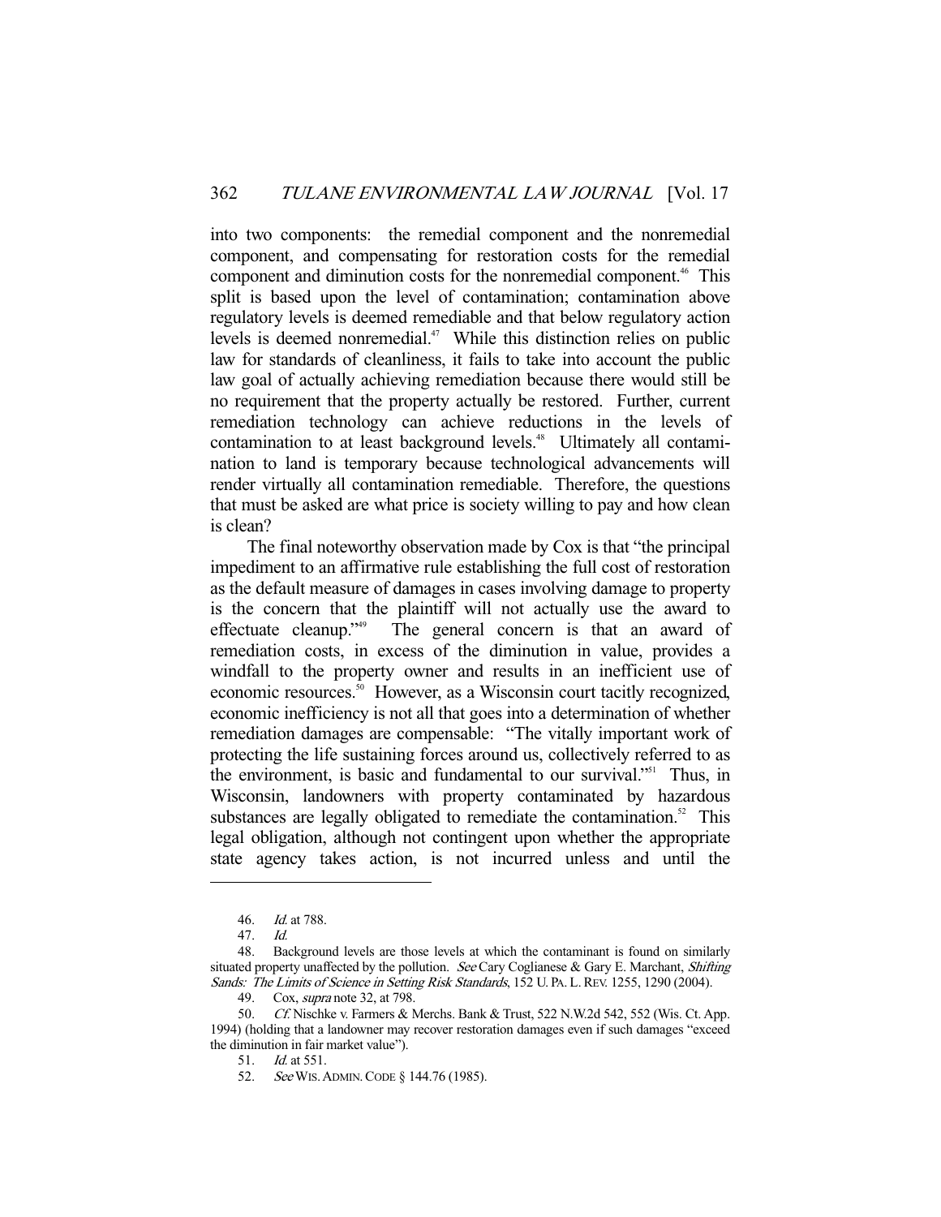into two components: the remedial component and the nonremedial component, and compensating for restoration costs for the remedial component and diminution costs for the nonremedial component.[46] This split is based upon the level of contamination; contamination above regulatory levels is deemed remediable and that below regulatory action levels is deemed nonremedial.[47] While this distinction relies on public law for standards of cleanliness, it fails to take into account the public law goal of actually achieving remediation because there would still be no requirement that the property actually be restored. Further, current remediation technology can achieve reductions in the levels of contamination to at least background levels.[48] Ultimately all contamination to land is temporary because technological advancements will render virtually all contamination remediable. Therefore, the questions that must be asked are what price is society willing to pay and how clean is clean?

The final noteworthy observation made by Cox is that "the principal impediment to an affirmative rule establishing the full cost of restoration as the default measure of damages in cases involving damage to property is the concern that the plaintiff will not actually use the award to effectuate cleanup."[49] The general concern is that an award of remediation costs, in excess of the diminution in value, provides a windfall to the property owner and results in an inefficient use of economic resources.[50] However, as a Wisconsin court tacitly recognized, economic inefficiency is not all that goes into a determination of whether remediation damages are compensable: "The vitally important work of protecting the life sustaining forces around us, collectively referred to as the environment, is basic and fundamental to our survival."[51] Thus, in Wisconsin, landowners with property contaminated by hazardous substances are legally obligated to remediate the contamination.[52] This legal obligation, although not contingent upon whether the appropriate state agency takes action, is not incurred unless and until the

---

46. *Id.* at 788.

47. *Id.*

48. Background levels are those levels at which the contaminant is found on similarly situated property unaffected by the pollution. *See* Cary Coglianese & Gary E. Marchant, *Shifting Sands: The Limits of Science in Setting Risk Standards*, 152 U. PA. L. REV. 1255, 1290 (2004).

49. Cox, *supra* note 32, at 798.

50. *Cf.* Nischke v. Farmers & Merchs. Bank & Trust, 522 N.W.2d 542, 552 (Wis. Ct. App. 1994) (holding that a landowner may recover restoration damages even if such damages "exceed the diminution in fair market value").

51. *Id.* at 551.

52. *See* WIS. ADMIN. CODE § 144.76 (1985).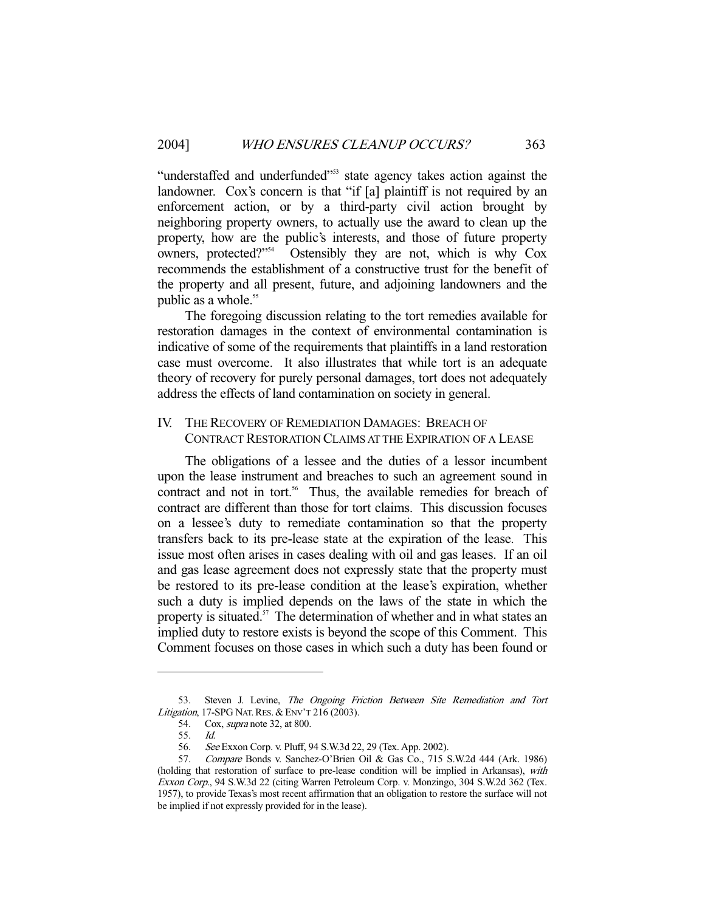"understaffed and underfunded"[53] state agency takes action against the landowner. Cox's concern is that "if [a] plaintiff is not required by an enforcement action, or by a third-party civil action brought by neighboring property owners, to actually use the award to clean up the property, how are the public's interests, and those of future property owners, protected?"[54] Ostensibly they are not, which is why Cox recommends the establishment of a constructive trust for the benefit of the property and all present, future, and adjoining landowners and the public as a whole.[55]

The foregoing discussion relating to the tort remedies available for restoration damages in the context of environmental contamination is indicative of some of the requirements that plaintiffs in a land restoration case must overcome. It also illustrates that while tort is an adequate theory of recovery for purely personal damages, tort does not adequately address the effects of land contamination on society in general.

## IV. THE RECOVERY OF REMEDIATION DAMAGES: BREACH OF CONTRACT RESTORATION CLAIMS AT THE EXPIRATION OF A LEASE

The obligations of a lessee and the duties of a lessor incumbent upon the lease instrument and breaches to such an agreement sound in contract and not in tort.[56] Thus, the available remedies for breach of contract are different than those for tort claims. This discussion focuses on a lessee's duty to remediate contamination so that the property transfers back to its pre-lease state at the expiration of the lease. This issue most often arises in cases dealing with oil and gas leases. If an oil and gas lease agreement does not expressly state that the property must be restored to its pre-lease condition at the lease's expiration, whether such a duty is implied depends on the laws of the state in which the property is situated.[57] The determination of whether and in what states an implied duty to restore exists is beyond the scope of this Comment. This Comment focuses on those cases in which such a duty has been found or

---

53. Steven J. Levine, *The Ongoing Friction Between Site Remediation and Tort Litigation*, 17-SPG NAT. RES. & ENV'T 216 (2003).

54. Cox, *supra* note 32, at 800.

55. *Id.*

56. *See* Exxon Corp. v. Pluff, 94 S.W.3d 22, 29 (Tex. App. 2002).

57. *Compare* Bonds v. Sanchez-O'Brien Oil & Gas Co., 715 S.W.2d 444 (Ark. 1986) (holding that restoration of surface to pre-lease condition will be implied in Arkansas), *with Exxon Corp.*, 94 S.W.3d 22 (citing Warren Petroleum Corp. v. Monzingo, 304 S.W.2d 362 (Tex. 1957), to provide Texas's most recent affirmation that an obligation to restore the surface will not be implied if not expressly provided for in the lease).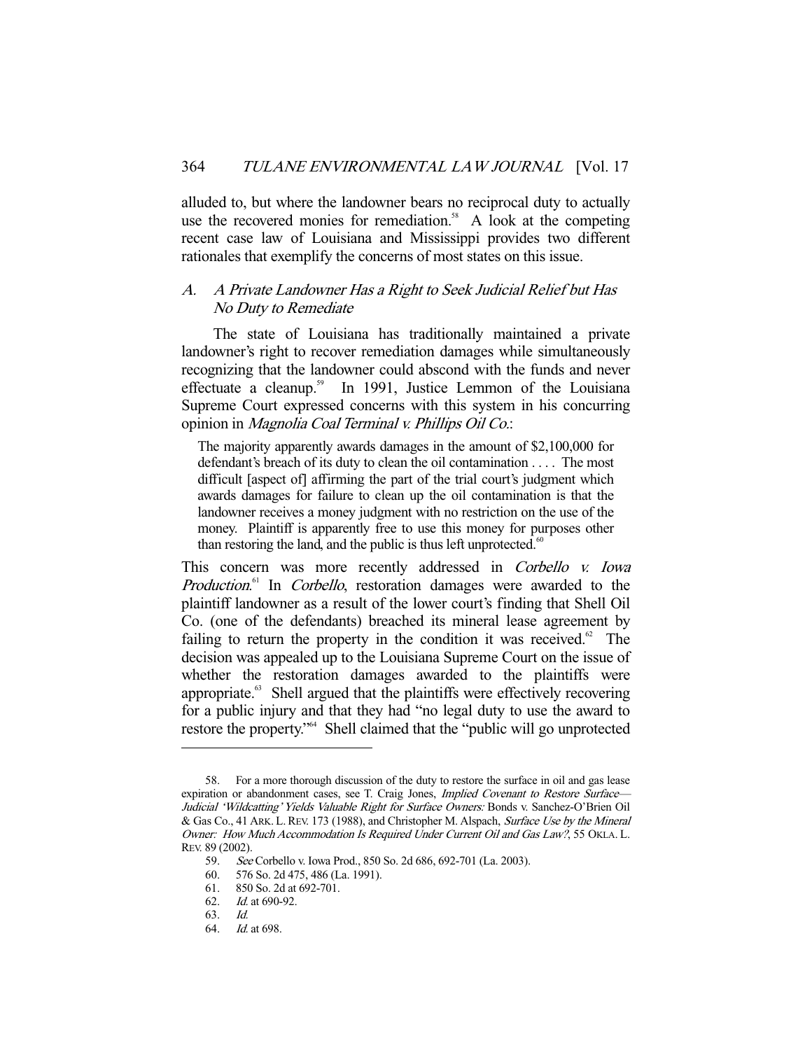alluded to, but where the landowner bears no reciprocal duty to actually use the recovered monies for remediation.[58] A look at the competing recent case law of Louisiana and Mississippi provides two different rationales that exemplify the concerns of most states on this issue.

### *A. A Private Landowner Has a Right to Seek Judicial Relief but Has No Duty to Remediate*

The state of Louisiana has traditionally maintained a private landowner's right to recover remediation damages while simultaneously recognizing that the landowner could abscond with the funds and never effectuate a cleanup.[59] In 1991, Justice Lemmon of the Louisiana Supreme Court expressed concerns with this system in his concurring opinion in *Magnolia Coal Terminal v. Phillips Oil Co.*:

> The majority apparently awards damages in the amount of $2,100,000 for defendant's breach of its duty to clean the oil contamination . . . . The most difficult [aspect of] affirming the part of the trial court's judgment which awards damages for failure to clean up the oil contamination is that the landowner receives a money judgment with no restriction on the use of the money. Plaintiff is apparently free to use this money for purposes other than restoring the land, and the public is thus left unprotected.[60]

This concern was more recently addressed in *Corbello v. Iowa Production*.[61] In *Corbello*, restoration damages were awarded to the plaintiff landowner as a result of the lower court's finding that Shell Oil Co. (one of the defendants) breached its mineral lease agreement by failing to return the property in the condition it was received.[62] The decision was appealed up to the Louisiana Supreme Court on the issue of whether the restoration damages awarded to the plaintiffs were appropriate.[63] Shell argued that the plaintiffs were effectively recovering for a public injury and that they had "no legal duty to use the award to restore the property."[64] Shell claimed that the "public will go unprotected

---

58. For a more thorough discussion of the duty to restore the surface in oil and gas lease expiration or abandonment cases, see T. Craig Jones, *Implied Covenant to Restore Surface—Judicial 'Wildcatting' Yields Valuable Right for Surface Owners:* Bonds v. Sanchez-O'Brien Oil & Gas Co., 41 ARK. L. REV. 173 (1988), and Christopher M. Alspach, *Surface Use by the Mineral Owner: How Much Accommodation Is Required Under Current Oil and Gas Law?*, 55 OKLA. L. REV. 89 (2002).

59. *See* Corbello v. Iowa Prod., 850 So. 2d 686, 692-701 (La. 2003).

60. 576 So. 2d 475, 486 (La. 1991).

61. 850 So. 2d at 692-701.

62. *Id.* at 690-92.

63. *Id.*

64. *Id.* at 698.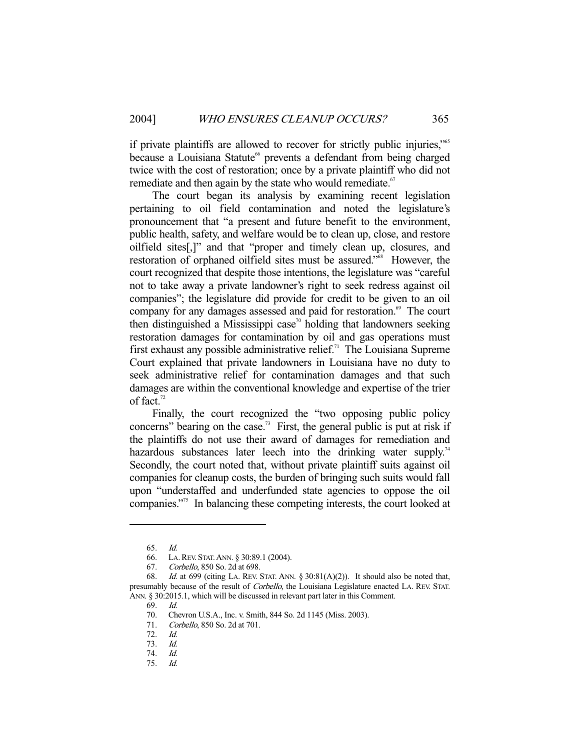if private plaintiffs are allowed to recover for strictly public injuries,"[65] because a Louisiana Statute[66] prevents a defendant from being charged twice with the cost of restoration; once by a private plaintiff who did not remediate and then again by the state who would remediate.[67]

The court began its analysis by examining recent legislation pertaining to oil field contamination and noted the legislature's pronouncement that "a present and future benefit to the environment, public health, safety, and welfare would be to clean up, close, and restore oilfield sites[,]" and that "proper and timely clean up, closures, and restoration of orphaned oilfield sites must be assured."[68] However, the court recognized that despite those intentions, the legislature was "careful not to take away a private landowner's right to seek redress against oil companies"; the legislature did provide for credit to be given to an oil company for any damages assessed and paid for restoration.[69] The court then distinguished a Mississippi case[70] holding that landowners seeking restoration damages for contamination by oil and gas operations must first exhaust any possible administrative relief.[71] The Louisiana Supreme Court explained that private landowners in Louisiana have no duty to seek administrative relief for contamination damages and that such damages are within the conventional knowledge and expertise of the trier of fact.[72]

Finally, the court recognized the "two opposing public policy concerns" bearing on the case.[73] First, the general public is put at risk if the plaintiffs do not use their award of damages for remediation and hazardous substances later leech into the drinking water supply.[74] Secondly, the court noted that, without private plaintiff suits against oil companies for cleanup costs, the burden of bringing such suits would fall upon "understaffed and underfunded state agencies to oppose the oil companies."[75] In balancing these competing interests, the court looked at

---

65. *Id.*
66. LA. REV. STAT. ANN. § 30:89.1 (2004).
67. *Corbello*, 850 So. 2d at 698.
68. *Id.* at 699 (citing LA. REV. STAT. ANN. § 30:81(A)(2)). It should also be noted that, presumably because of the result of *Corbello*, the Louisiana Legislature enacted LA. REV. STAT. ANN. § 30:2015.1, which will be discussed in relevant part later in this Comment.
69. *Id.*
70. Chevron U.S.A., Inc. v. Smith, 844 So. 2d 1145 (Miss. 2003).
71. *Corbello*, 850 So. 2d at 701.
72. *Id.*
73. *Id.*
74. *Id.*
75. *Id.*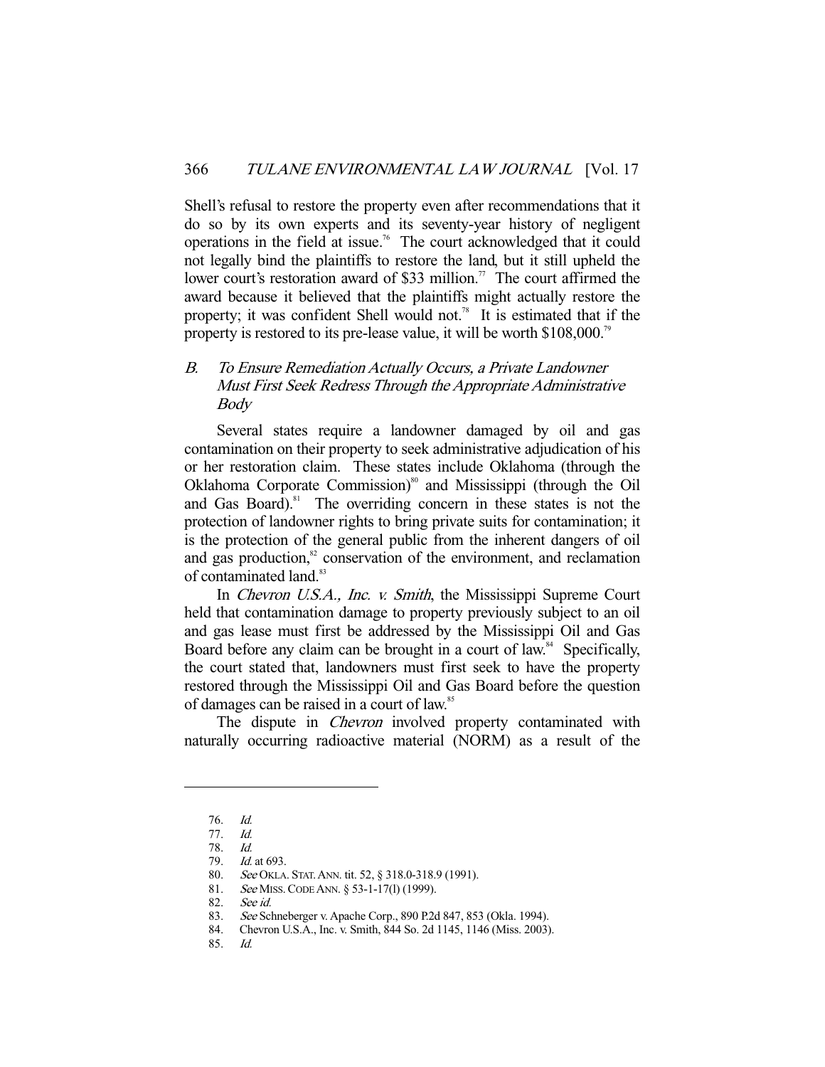Shell's refusal to restore the property even after recommendations that it do so by its own experts and its seventy-year history of negligent operations in the field at issue.[76] The court acknowledged that it could not legally bind the plaintiffs to restore the land, but it still upheld the lower court's restoration award of $33 million.[77] The court affirmed the award because it believed that the plaintiffs might actually restore the property; it was confident Shell would not.[78] It is estimated that if the property is restored to its pre-lease value, it will be worth $108,000.[79]

### *B. To Ensure Remediation Actually Occurs, a Private Landowner Must First Seek Redress Through the Appropriate Administrative Body*

Several states require a landowner damaged by oil and gas contamination on their property to seek administrative adjudication of his or her restoration claim. These states include Oklahoma (through the Oklahoma Corporate Commission)[80] and Mississippi (through the Oil and Gas Board).[81] The overriding concern in these states is not the protection of landowner rights to bring private suits for contamination; it is the protection of the general public from the inherent dangers of oil and gas production,[82] conservation of the environment, and reclamation of contaminated land.[83]

In *Chevron U.S.A., Inc. v. Smith*, the Mississippi Supreme Court held that contamination damage to property previously subject to an oil and gas lease must first be addressed by the Mississippi Oil and Gas Board before any claim can be brought in a court of law.[84] Specifically, the court stated that, landowners must first seek to have the property restored through the Mississippi Oil and Gas Board before the question of damages can be raised in a court of law.[85]

The dispute in *Chevron* involved property contaminated with naturally occurring radioactive material (NORM) as a result of the

---

76. *Id.*
77. *Id.*
78. *Id.*
79. *Id.* at 693.
80. *See* OKLA. STAT. ANN. tit. 52, § 318.0-318.9 (1991).
81. *See* MISS. CODE ANN. § 53-1-17(l) (1999).
82. *See id.*
83. *See* Schneberger v. Apache Corp., 890 P.2d 847, 853 (Okla. 1994).
84. Chevron U.S.A., Inc. v. Smith, 844 So. 2d 1145, 1146 (Miss. 2003).
85. *Id.*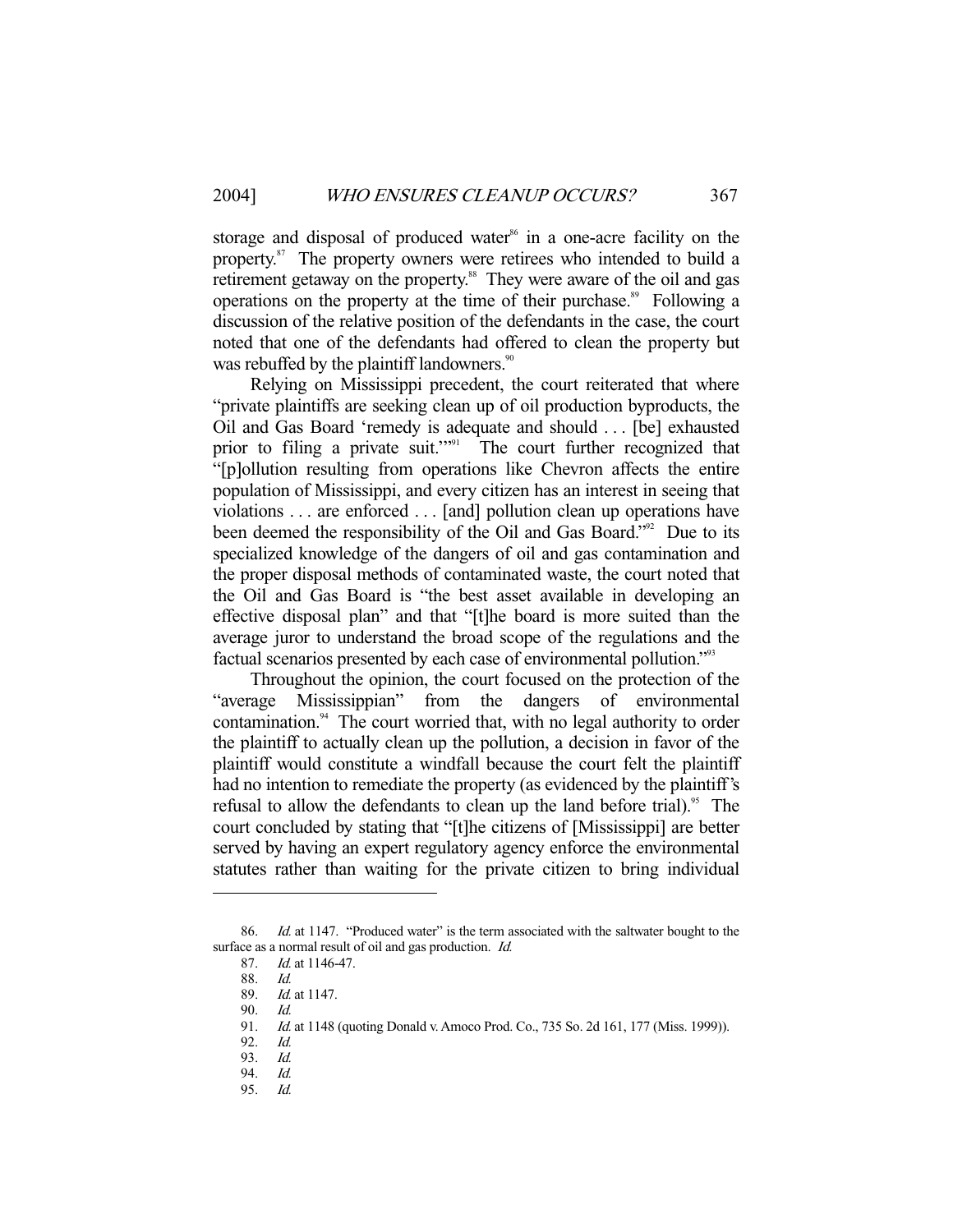storage and disposal of produced water[86] in a one-acre facility on the property.[87] The property owners were retirees who intended to build a retirement getaway on the property.[88] They were aware of the oil and gas operations on the property at the time of their purchase.[89] Following a discussion of the relative position of the defendants in the case, the court noted that one of the defendants had offered to clean the property but was rebuffed by the plaintiff landowners.[90]

Relying on Mississippi precedent, the court reiterated that where "private plaintiffs are seeking clean up of oil production byproducts, the Oil and Gas Board 'remedy is adequate and should . . . [be] exhausted prior to filing a private suit.'"[91] The court further recognized that "[p]ollution resulting from operations like Chevron affects the entire population of Mississippi, and every citizen has an interest in seeing that violations . . . are enforced . . . [and] pollution clean up operations have been deemed the responsibility of the Oil and Gas Board."[92] Due to its specialized knowledge of the dangers of oil and gas contamination and the proper disposal methods of contaminated waste, the court noted that the Oil and Gas Board is "the best asset available in developing an effective disposal plan" and that "[t]he board is more suited than the average juror to understand the broad scope of the regulations and the factual scenarios presented by each case of environmental pollution."[93]

Throughout the opinion, the court focused on the protection of the "average Mississippian" from the dangers of environmental contamination.[94] The court worried that, with no legal authority to order the plaintiff to actually clean up the pollution, a decision in favor of the plaintiff would constitute a windfall because the court felt the plaintiff had no intention to remediate the property (as evidenced by the plaintiff's refusal to allow the defendants to clean up the land before trial).[95] The court concluded by stating that "[t]he citizens of [Mississippi] are better served by having an expert regulatory agency enforce the environmental statutes rather than waiting for the private citizen to bring individual

---

86. *Id.* at 1147. "Produced water" is the term associated with the saltwater bought to the surface as a normal result of oil and gas production. *Id.*

87. *Id.* at 1146-47.

88. *Id.*

89. *Id.* at 1147.

90. *Id.*

91. *Id.* at 1148 (quoting Donald v. Amoco Prod. Co., 735 So. 2d 161, 177 (Miss. 1999)).

92. *Id.*

93. *Id.*

94. *Id.*

95. *Id.*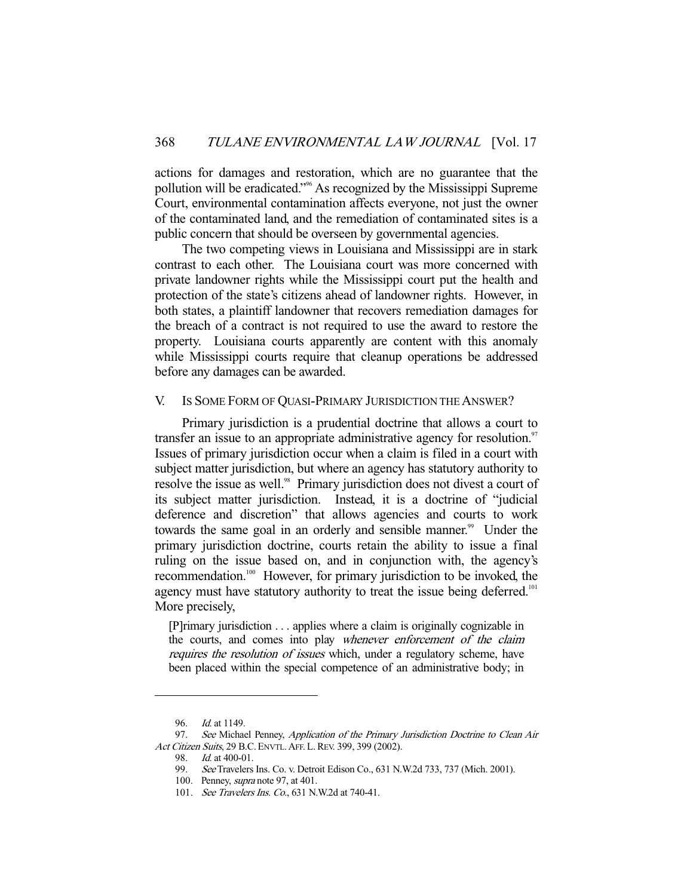actions for damages and restoration, which are no guarantee that the pollution will be eradicated."[96] As recognized by the Mississippi Supreme Court, environmental contamination affects everyone, not just the owner of the contaminated land, and the remediation of contaminated sites is a public concern that should be overseen by governmental agencies.

The two competing views in Louisiana and Mississippi are in stark contrast to each other. The Louisiana court was more concerned with private landowner rights while the Mississippi court put the health and protection of the state's citizens ahead of landowner rights. However, in both states, a plaintiff landowner that recovers remediation damages for the breach of a contract is not required to use the award to restore the property. Louisiana courts apparently are content with this anomaly while Mississippi courts require that cleanup operations be addressed before any damages can be awarded.

## V. Is Some Form of Quasi-Primary Jurisdiction the Answer?

Primary jurisdiction is a prudential doctrine that allows a court to transfer an issue to an appropriate administrative agency for resolution.[97] Issues of primary jurisdiction occur when a claim is filed in a court with subject matter jurisdiction, but where an agency has statutory authority to resolve the issue as well.[98] Primary jurisdiction does not divest a court of its subject matter jurisdiction. Instead, it is a doctrine of "judicial deference and discretion" that allows agencies and courts to work towards the same goal in an orderly and sensible manner.[99] Under the primary jurisdiction doctrine, courts retain the ability to issue a final ruling on the issue based on, and in conjunction with, the agency's recommendation.[100] However, for primary jurisdiction to be invoked, the agency must have statutory authority to treat the issue being deferred.[101] More precisely,

> [P]rimary jurisdiction . . . applies where a claim is originally cognizable in the courts, and comes into play *whenever enforcement of the claim requires the resolution of issues* which, under a regulatory scheme, have been placed within the special competence of an administrative body; in

---

96. *Id.* at 1149.

97. *See* Michael Penney, *Application of the Primary Jurisdiction Doctrine to Clean Air Act Citizen Suits*, 29 B.C. ENVTL. AFF. L. REV. 399, 399 (2002).

98. *Id.* at 400-01.

99. *See* Travelers Ins. Co. v. Detroit Edison Co., 631 N.W.2d 733, 737 (Mich. 2001).

100. Penney, *supra* note 97, at 401.

101. *See Travelers Ins. Co.*, 631 N.W.2d at 740-41.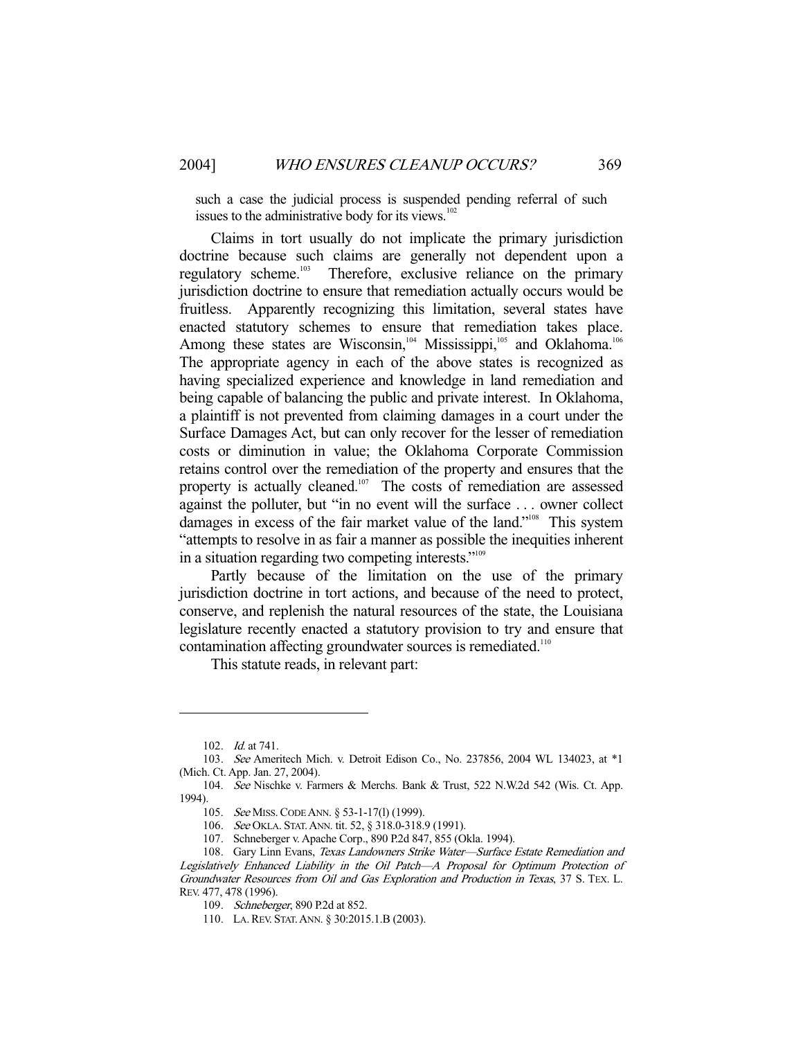such a case the judicial process is suspended pending referral of such issues to the administrative body for its views.[102]

Claims in tort usually do not implicate the primary jurisdiction doctrine because such claims are generally not dependent upon a regulatory scheme.[103] Therefore, exclusive reliance on the primary jurisdiction doctrine to ensure that remediation actually occurs would be fruitless. Apparently recognizing this limitation, several states have enacted statutory schemes to ensure that remediation takes place. Among these states are Wisconsin,[104] Mississippi,[105] and Oklahoma.[106] The appropriate agency in each of the above states is recognized as having specialized experience and knowledge in land remediation and being capable of balancing the public and private interest. In Oklahoma, a plaintiff is not prevented from claiming damages in a court under the Surface Damages Act, but can only recover for the lesser of remediation costs or diminution in value; the Oklahoma Corporate Commission retains control over the remediation of the property and ensures that the property is actually cleaned.[107] The costs of remediation are assessed against the polluter, but "in no event will the surface . . . owner collect damages in excess of the fair market value of the land."[108] This system "attempts to resolve in as fair a manner as possible the inequities inherent in a situation regarding two competing interests."[109]

Partly because of the limitation on the use of the primary jurisdiction doctrine in tort actions, and because of the need to protect, conserve, and replenish the natural resources of the state, the Louisiana legislature recently enacted a statutory provision to try and ensure that contamination affecting groundwater sources is remediated.[110]

This statute reads, in relevant part:

---

102. *Id.* at 741.

103. *See* Ameritech Mich. v. Detroit Edison Co., No. 237856, 2004 WL 134023, at *1 (Mich. Ct. App. Jan. 27, 2004).

104. *See* Nischke v. Farmers & Merchs. Bank & Trust, 522 N.W.2d 542 (Wis. Ct. App. 1994).

105. *See* MISS. CODE ANN. § 53-1-17(l) (1999).

106. *See* OKLA. STAT. ANN. tit. 52, § 318.0-318.9 (1991).

107. Schneberger v. Apache Corp., 890 P.2d 847, 855 (Okla. 1994).

108. Gary Linn Evans, *Texas Landowners Strike Water—Surface Estate Remediation and Legislatively Enhanced Liability in the Oil Patch—A Proposal for Optimum Protection of Groundwater Resources from Oil and Gas Exploration and Production in Texas*, 37 S. TEX. L. REV. 477, 478 (1996).

109. *Schneberger*, 890 P.2d at 852.

110. LA. REV. STAT. ANN. § 30:2015.1.B (2003).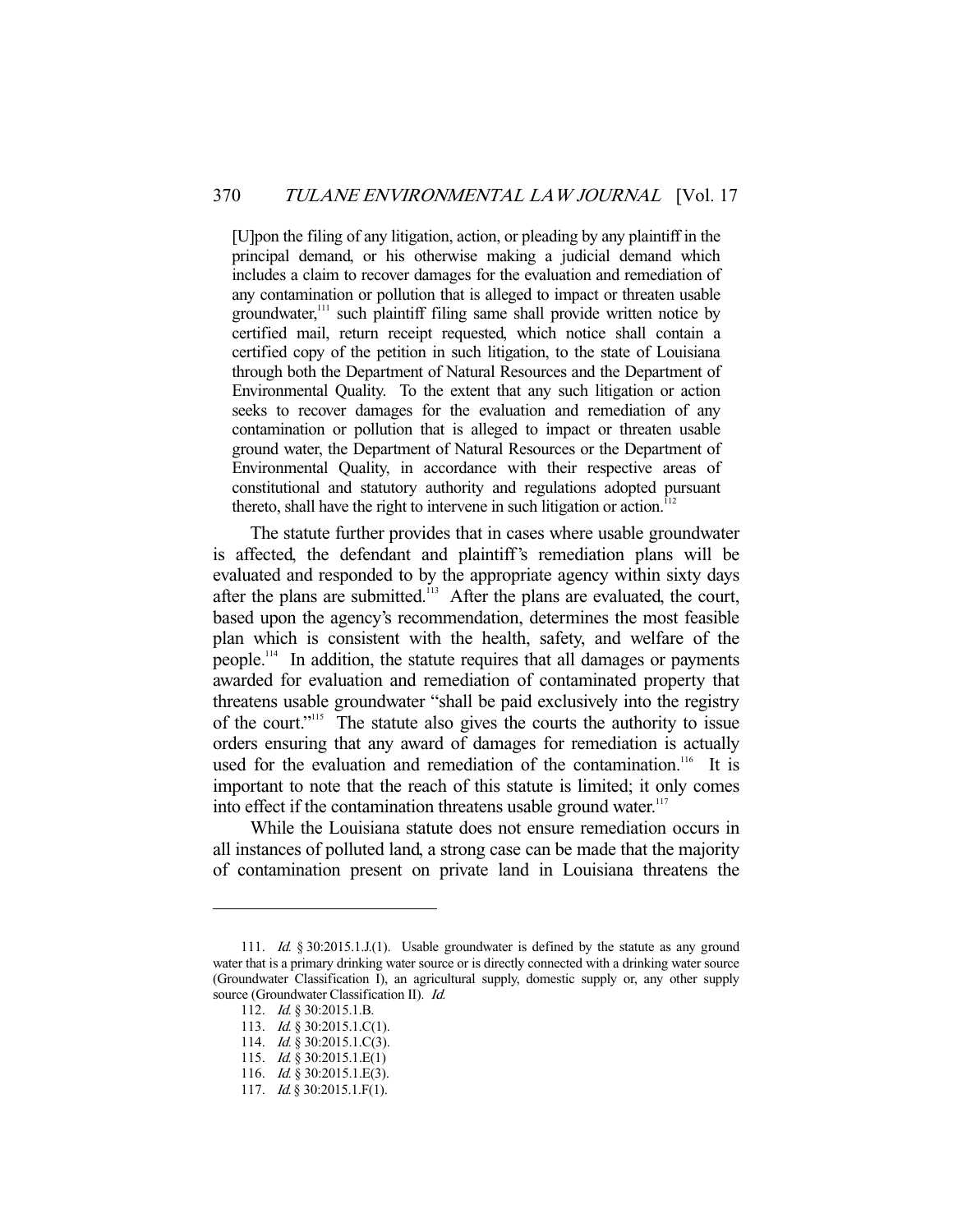> [U]pon the filing of any litigation, action, or pleading by any plaintiff in the principal demand, or his otherwise making a judicial demand which includes a claim to recover damages for the evaluation and remediation of any contamination or pollution that is alleged to impact or threaten usable groundwater,[111] such plaintiff filing same shall provide written notice by certified mail, return receipt requested, which notice shall contain a certified copy of the petition in such litigation, to the state of Louisiana through both the Department of Natural Resources and the Department of Environmental Quality. To the extent that any such litigation or action seeks to recover damages for the evaluation and remediation of any contamination or pollution that is alleged to impact or threaten usable ground water, the Department of Natural Resources or the Department of Environmental Quality, in accordance with their respective areas of constitutional and statutory authority and regulations adopted pursuant thereto, shall have the right to intervene in such litigation or action.[112]

The statute further provides that in cases where usable groundwater is affected, the defendant and plaintiff's remediation plans will be evaluated and responded to by the appropriate agency within sixty days after the plans are submitted.[113] After the plans are evaluated, the court, based upon the agency's recommendation, determines the most feasible plan which is consistent with the health, safety, and welfare of the people.[114] In addition, the statute requires that all damages or payments awarded for evaluation and remediation of contaminated property that threatens usable groundwater "shall be paid exclusively into the registry of the court."[115] The statute also gives the courts the authority to issue orders ensuring that any award of damages for remediation is actually used for the evaluation and remediation of the contamination.[116] It is important to note that the reach of this statute is limited; it only comes into effect if the contamination threatens usable ground water.[117]

While the Louisiana statute does not ensure remediation occurs in all instances of polluted land, a strong case can be made that the majority of contamination present on private land in Louisiana threatens the

---

111. *Id.* § 30:2015.1.J.(1). Usable groundwater is defined by the statute as any ground water that is a primary drinking water source or is directly connected with a drinking water source (Groundwater Classification I), an agricultural supply, domestic supply or, any other supply source (Groundwater Classification II). *Id.*

112. *Id.* § 30:2015.1.B.

113. *Id.* § 30:2015.1.C(1).

114. *Id.* § 30:2015.1.C(3).

115. *Id.* § 30:2015.1.E(1)

116. *Id.* § 30:2015.1.E(3).

117. *Id.* § 30:2015.1.F(1).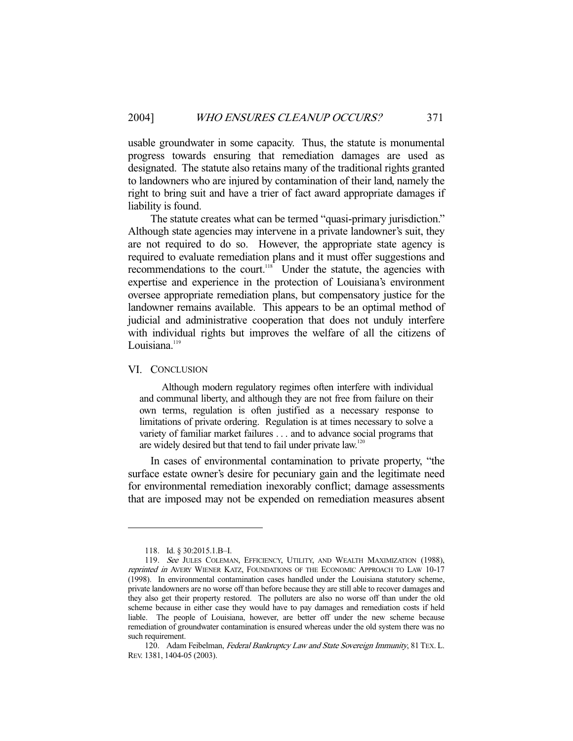usable groundwater in some capacity. Thus, the statute is monumental progress towards ensuring that remediation damages are used as designated. The statute also retains many of the traditional rights granted to landowners who are injured by contamination of their land, namely the right to bring suit and have a trier of fact award appropriate damages if liability is found.

The statute creates what can be termed "quasi-primary jurisdiction." Although state agencies may intervene in a private landowner's suit, they are not required to do so. However, the appropriate state agency is required to evaluate remediation plans and it must offer suggestions and recommendations to the court.[118] Under the statute, the agencies with expertise and experience in the protection of Louisiana's environment oversee appropriate remediation plans, but compensatory justice for the landowner remains available. This appears to be an optimal method of judicial and administrative cooperation that does not unduly interfere with individual rights but improves the welfare of all the citizens of Louisiana.[119]

## VI. CONCLUSION

> Although modern regulatory regimes often interfere with individual and communal liberty, and although they are not free from failure on their own terms, regulation is often justified as a necessary response to limitations of private ordering. Regulation is at times necessary to solve a variety of familiar market failures . . . and to advance social programs that are widely desired but that tend to fail under private law.[120]

In cases of environmental contamination to private property, "the surface estate owner's desire for pecuniary gain and the legitimate need for environmental remediation inexorably conflict; damage assessments that are imposed may not be expended on remediation measures absent

---

118. Id. § 30:2015.1.B–I.

119. *See* JULES COLEMAN, EFFICIENCY, UTILITY, AND WEALTH MAXIMIZATION (1988), *reprinted in* AVERY WIENER KATZ, FOUNDATIONS OF THE ECONOMIC APPROACH TO LAW 10-17 (1998). In environmental contamination cases handled under the Louisiana statutory scheme, private landowners are no worse off than before because they are still able to recover damages and they also get their property restored. The polluters are also no worse off than under the old scheme because in either case they would have to pay damages and remediation costs if held liable. The people of Louisiana, however, are better off under the new scheme because remediation of groundwater contamination is ensured whereas under the old system there was no such requirement.

120. Adam Feibelman, *Federal Bankruptcy Law and State Sovereign Immunity*, 81 TEX. L. REV. 1381, 1404-05 (2003).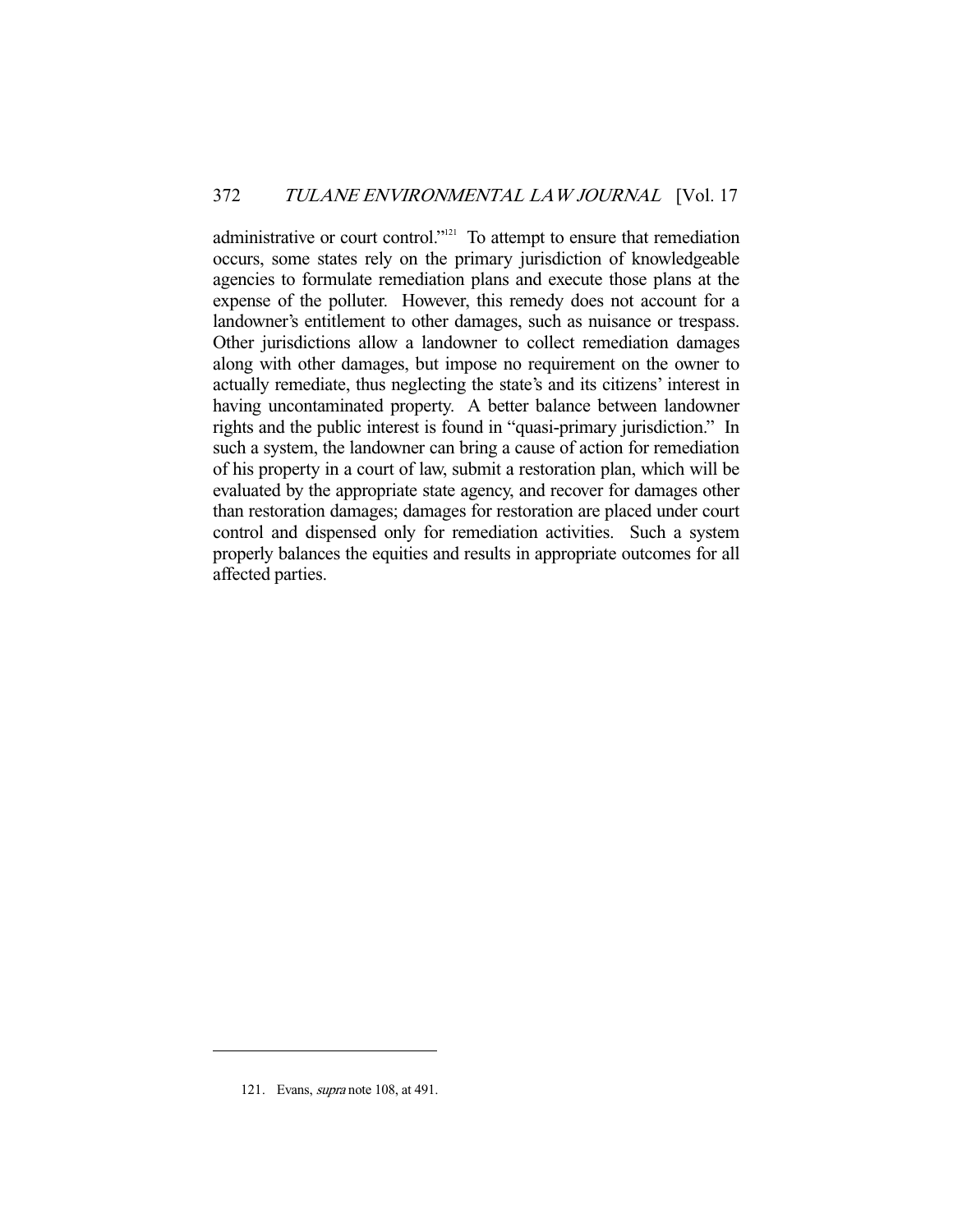administrative or court control."[121] To attempt to ensure that remediation occurs, some states rely on the primary jurisdiction of knowledgeable agencies to formulate remediation plans and execute those plans at the expense of the polluter. However, this remedy does not account for a landowner's entitlement to other damages, such as nuisance or trespass. Other jurisdictions allow a landowner to collect remediation damages along with other damages, but impose no requirement on the owner to actually remediate, thus neglecting the state's and its citizens' interest in having uncontaminated property. A better balance between landowner rights and the public interest is found in "quasi-primary jurisdiction." In such a system, the landowner can bring a cause of action for remediation of his property in a court of law, submit a restoration plan, which will be evaluated by the appropriate state agency, and recover for damages other than restoration damages; damages for restoration are placed under court control and dispensed only for remediation activities. Such a system properly balances the equities and results in appropriate outcomes for all affected parties.

---

121. Evans, *supra* note 108, at 491.